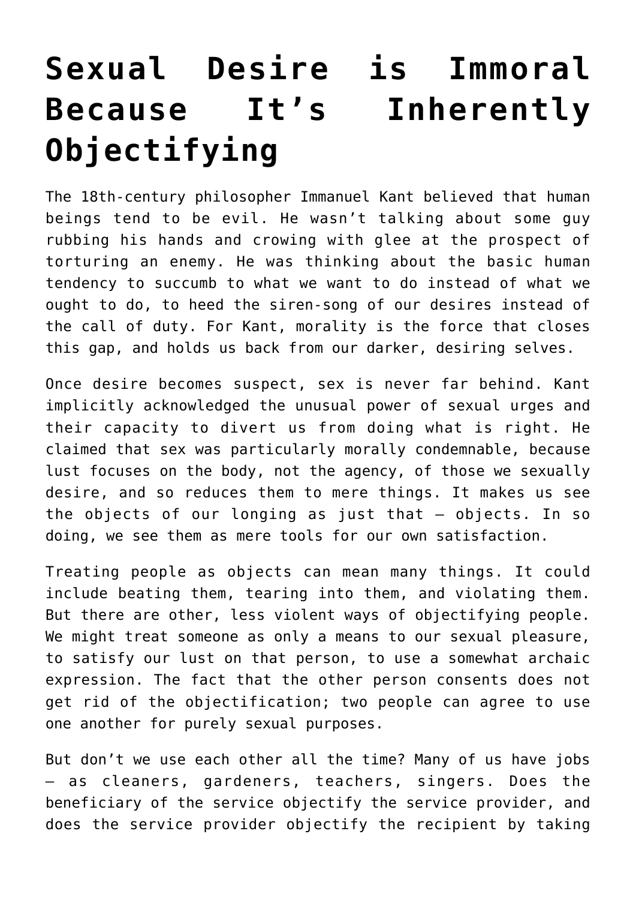# Sexual Desire is Immoral Because It's Inherently Objectifying

The 18th-century philosopher Immanuel Kant believed that human beings tend to be evil. He wasn't talking about some guy rubbing his hands and crowing with glee at the prospect of torturing an enemy. He was thinking about the basic human tendency to succumb to what we want to do instead of what we ought to do, to heed the siren-song of our desires instead of the call of duty. For Kant, morality is the force that closes this gap, and holds us back from our darker, desiring selves.

Once desire becomes suspect, sex is never far behind. Kant implicitly acknowledged the unusual power of sexual urges and their capacity to divert us from doing what is right. He claimed that sex was particularly morally condemnable, because lust focuses on the body, not the agency, of those we sexually desire, and so reduces them to mere things. It makes us see the objects of our longing as just that – objects. In so doing, we see them as mere tools for our own satisfaction.

Treating people as objects can mean many things. It could include beating them, tearing into them, and violating them. But there are other, less violent ways of objectifying people. We might treat someone as only a means to our sexual pleasure, to satisfy our lust on that person, to use a somewhat archaic expression. The fact that the other person consents does not get rid of the objectification; two people can agree to use one another for purely sexual purposes.

But don't we use each other all the time? Many of us have jobs – as cleaners, gardeners, teachers, singers. Does the beneficiary of the service objectify the service provider, and does the service provider objectify the recipient by taking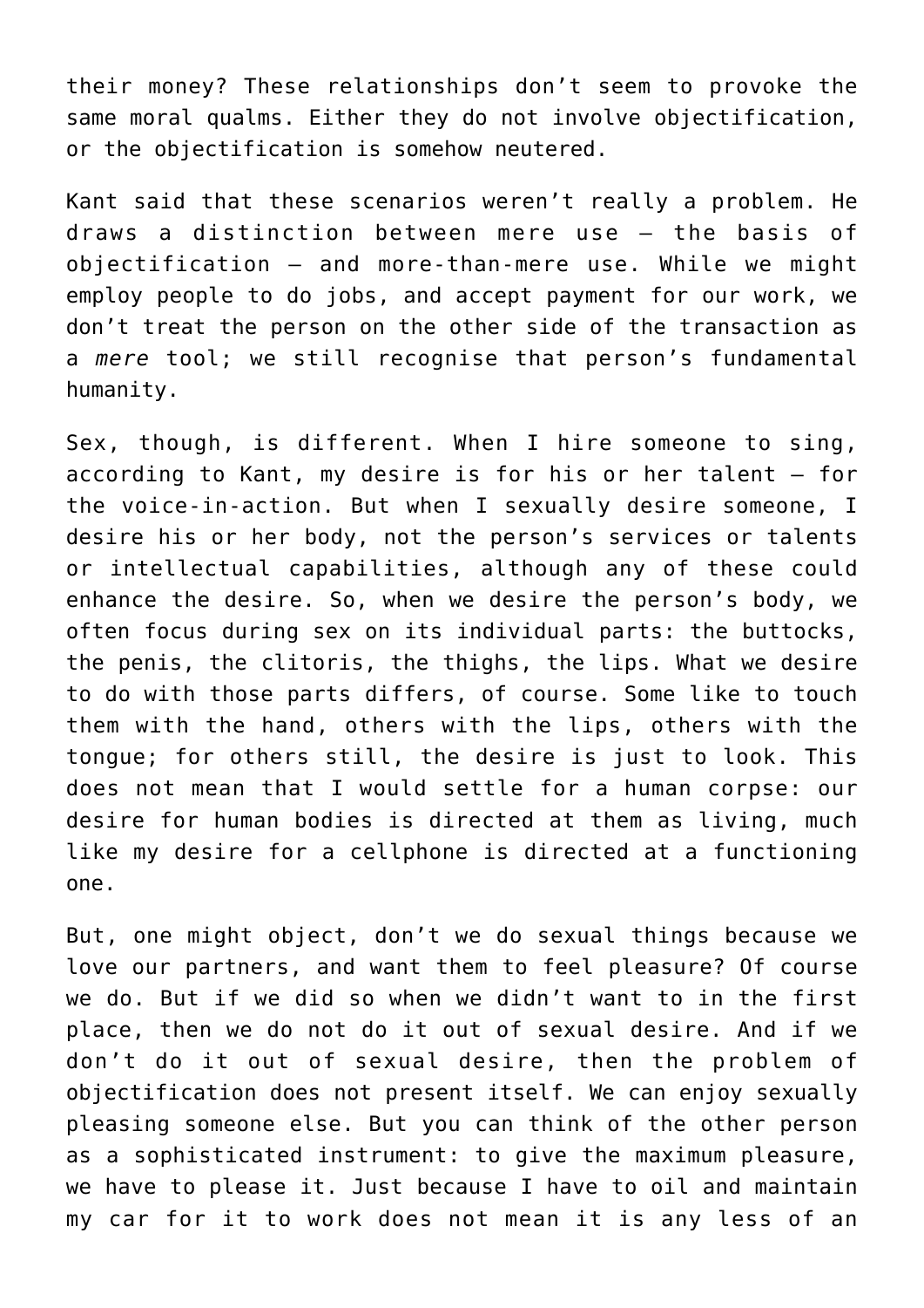their money? These relationships don't seem to provoke the same moral qualms. Either they do not involve objectification, or the objectification is somehow neutered.

Kant said that these scenarios weren't really a problem. He draws a distinction between mere use – the basis of objectification – and more-than-mere use. While we might employ people to do jobs, and accept payment for our work, we don't treat the person on the other side of the transaction as a *mere* tool; we still recognise that person's fundamental humanity.

Sex, though, is different. When I hire someone to sing, according to Kant, my desire is for his or her talent – for the voice-in-action. But when I sexually desire someone, I desire his or her body, not the person's services or talents or intellectual capabilities, although any of these could enhance the desire. So, when we desire the person's body, we often focus during sex on its individual parts: the buttocks, the penis, the clitoris, the thighs, the lips. What we desire to do with those parts differs, of course. Some like to touch them with the hand, others with the lips, others with the tongue; for others still, the desire is just to look. This does not mean that I would settle for a human corpse: our desire for human bodies is directed at them as living, much like my desire for a cellphone is directed at a functioning one.

But, one might object, don't we do sexual things because we love our partners, and want them to feel pleasure? Of course we do. But if we did so when we didn't want to in the first place, then we do not do it out of sexual desire. And if we don't do it out of sexual desire, then the problem of objectification does not present itself. We can enjoy sexually pleasing someone else. But you can think of the other person as a sophisticated instrument: to give the maximum pleasure, we have to please it. Just because I have to oil and maintain my car for it to work does not mean it is any less of an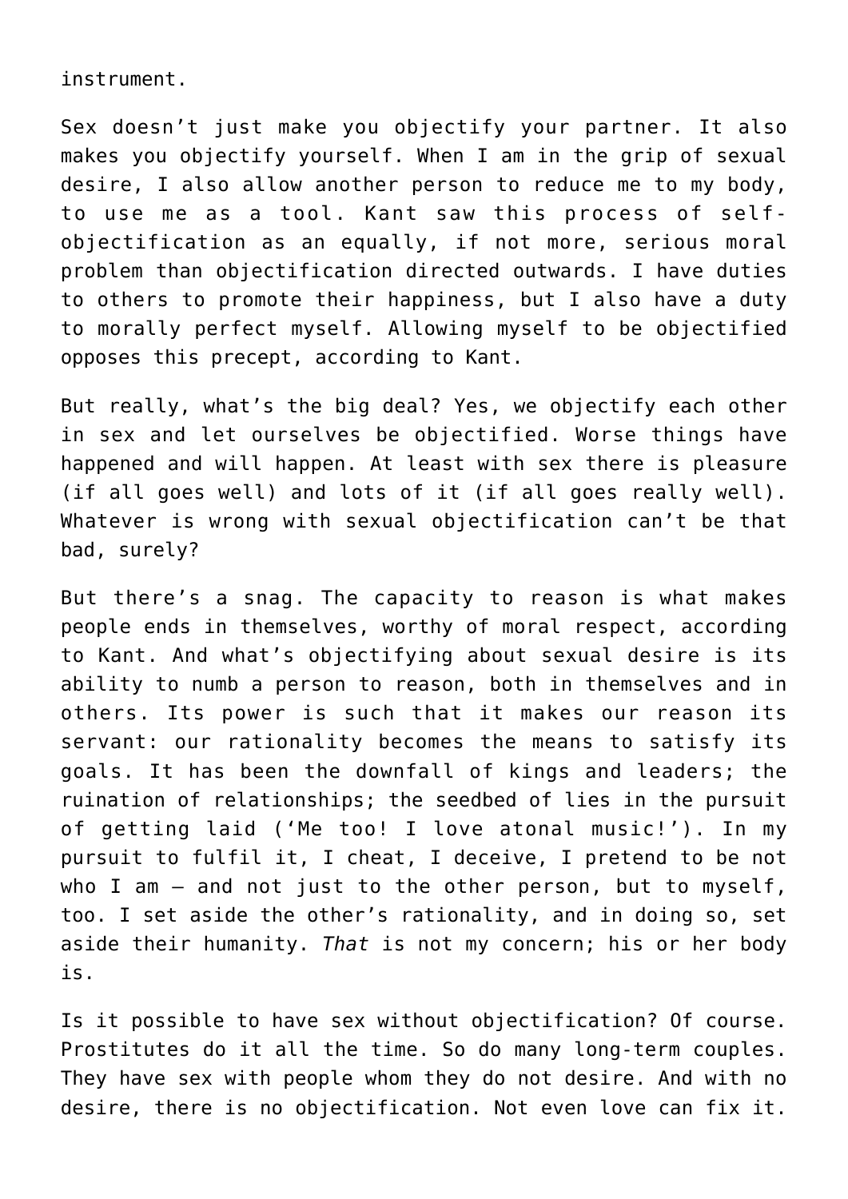instrument.

Sex doesn't just make you objectify your partner. It also makes you objectify yourself. When I am in the grip of sexual desire, I also allow another person to reduce me to my body, to use me as a tool. Kant saw this process of self-objectification as an equally, if not more, serious moral problem than objectification directed outwards. I have duties to others to promote their happiness, but I also have a duty to morally perfect myself. Allowing myself to be objectified opposes this precept, according to Kant.

But really, what's the big deal? Yes, we objectify each other in sex and let ourselves be objectified. Worse things have happened and will happen. At least with sex there is pleasure (if all goes well) and lots of it (if all goes really well). Whatever is wrong with sexual objectification can't be that bad, surely?

But there's a snag. The capacity to reason is what makes people ends in themselves, worthy of moral respect, according to Kant. And what's objectifying about sexual desire is its ability to numb a person to reason, both in themselves and in others. Its power is such that it makes our reason its servant: our rationality becomes the means to satisfy its goals. It has been the downfall of kings and leaders; the ruination of relationships; the seedbed of lies in the pursuit of getting laid ('Me too! I love atonal music!'). In my pursuit to fulfil it, I cheat, I deceive, I pretend to be not who I am – and not just to the other person, but to myself, too. I set aside the other's rationality, and in doing so, set aside their humanity. *That* is not my concern; his or her body is.

Is it possible to have sex without objectification? Of course. Prostitutes do it all the time. So do many long-term couples. They have sex with people whom they do not desire. And with no desire, there is no objectification. Not even love can fix it.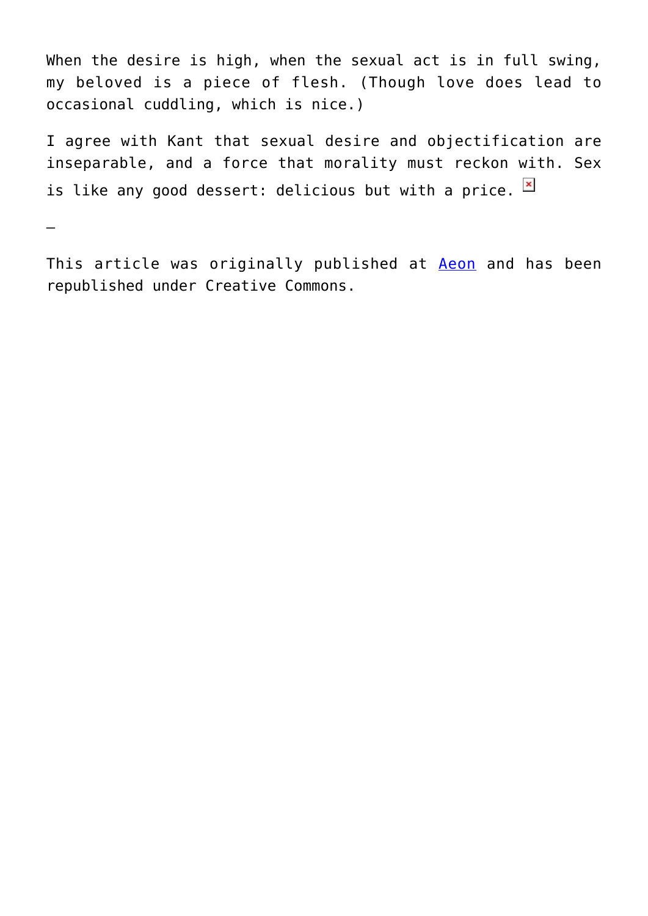When the desire is high, when the sexual act is in full swing, my beloved is a piece of flesh. (Though love does lead to occasional cuddling, which is nice.)

I agree with Kant that sexual desire and objectification are inseparable, and a force that morality must reckon with. Sex is like any good dessert: delicious but with a price.

—

This article was originally published at [Aeon]() and has been republished under Creative Commons.